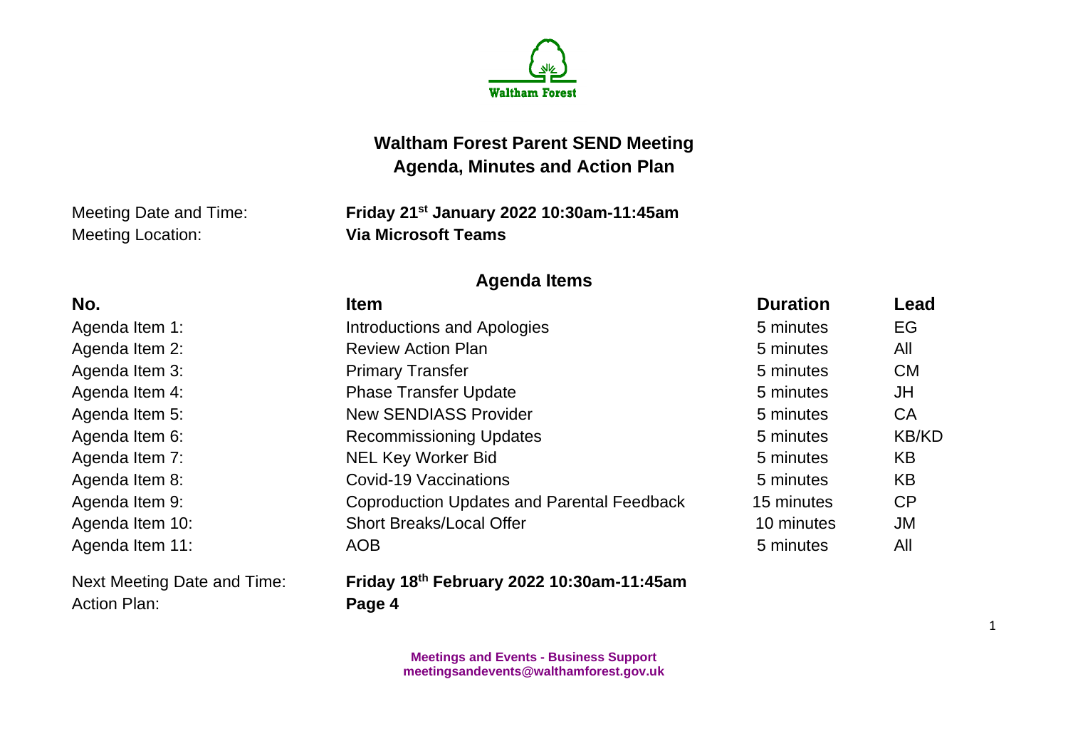Waltham Forest

# Waltham Forest Parent SEND Meeting
## Agenda, Minutes and Action Plan

Meeting Date and Time: **Friday 21st January 2022 10:30am-11:45am**
Meeting Location: **Via Microsoft Teams**

## Agenda Items

| No. | Item | Duration | Lead |
|---|---|---|---|
| Agenda Item 1: | Introductions and Apologies | 5 minutes | EG |
| Agenda Item 2: | Review Action Plan | 5 minutes | All |
| Agenda Item 3: | Primary Transfer | 5 minutes | CM |
| Agenda Item 4: | Phase Transfer Update | 5 minutes | JH |
| Agenda Item 5: | New SENDIASS Provider | 5 minutes | CA |
| Agenda Item 6: | Recommissioning Updates | 5 minutes | KB/KD |
| Agenda Item 7: | NEL Key Worker Bid | 5 minutes | KB |
| Agenda Item 8: | Covid-19 Vaccinations | 5 minutes | KB |
| Agenda Item 9: | Coproduction Updates and Parental Feedback | 15 minutes | CP |
| Agenda Item 10: | Short Breaks/Local Offer | 10 minutes | JM |
| Agenda Item 11: | AOB | 5 minutes | All |

Next Meeting Date and Time: **Friday 18th February 2022 10:30am-11:45am**
Action Plan: **Page 4**

**Meetings and Events - Business Support**
**meetingsandevents@walthamforest.gov.uk**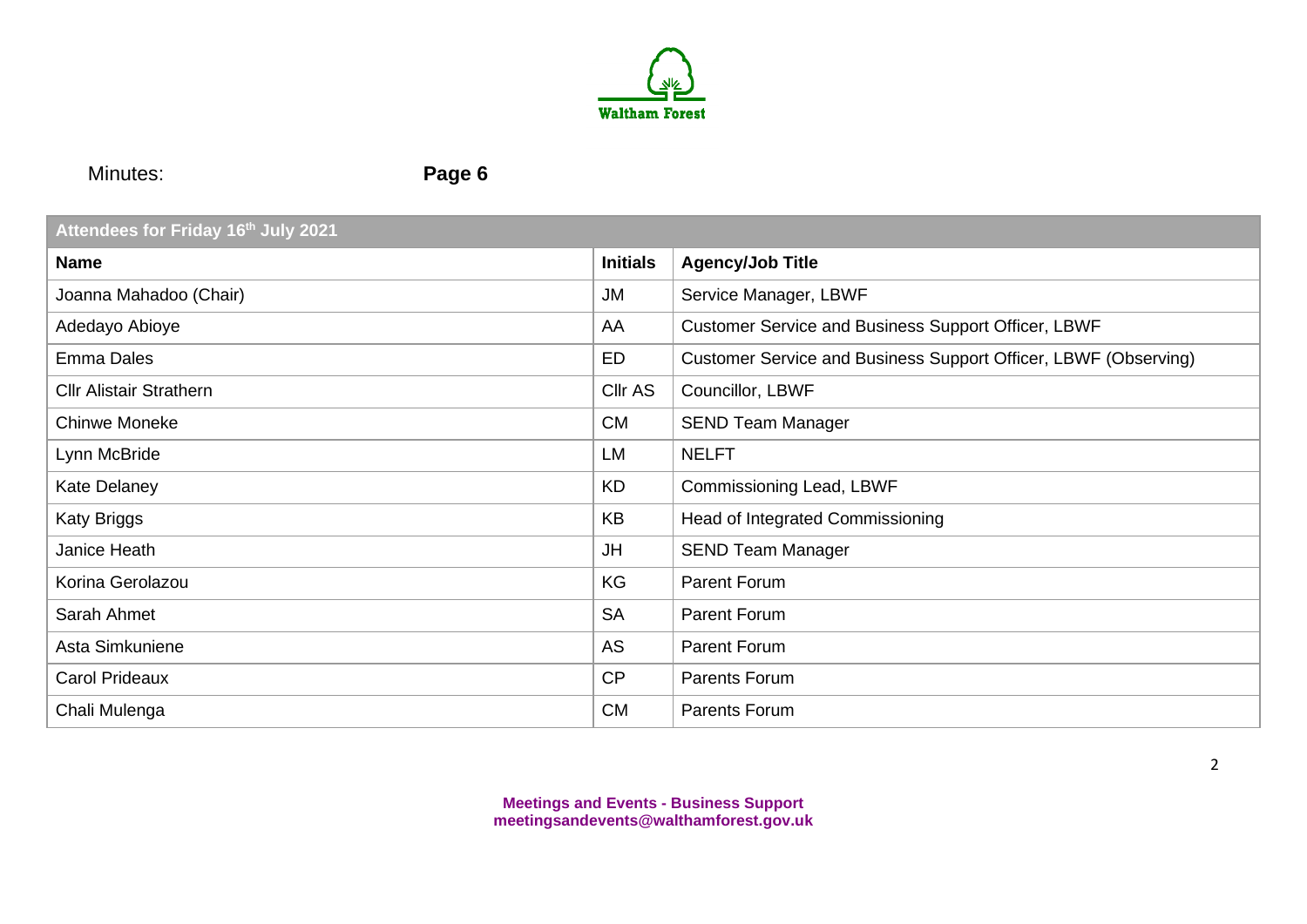Minutes: **Page 6**

| Attendees for Friday 16th July 2021 | | |
|---|---|---|
| **Name** | **Initials** | **Agency/Job Title** |
| Joanna Mahadoo (Chair) | JM | Service Manager, LBWF |
| Adedayo Abioye | AA | Customer Service and Business Support Officer, LBWF |
| Emma Dales | ED | Customer Service and Business Support Officer, LBWF (Observing) |
| Cllr Alistair Strathern | Cllr AS | Councillor, LBWF |
| Chinwe Moneke | CM | SEND Team Manager |
| Lynn McBride | LM | NELFT |
| Kate Delaney | KD | Commissioning Lead, LBWF |
| Katy Briggs | KB | Head of Integrated Commissioning |
| Janice Heath | JH | SEND Team Manager |
| Korina Gerolazou | KG | Parent Forum |
| Sarah Ahmet | SA | Parent Forum |
| Asta Simkuniene | AS | Parent Forum |
| Carol Prideaux | CP | Parents Forum |
| Chali Mulenga | CM | Parents Forum |

**Meetings and Events - Business Support**
**meetingsandevents@walthamforest.gov.uk**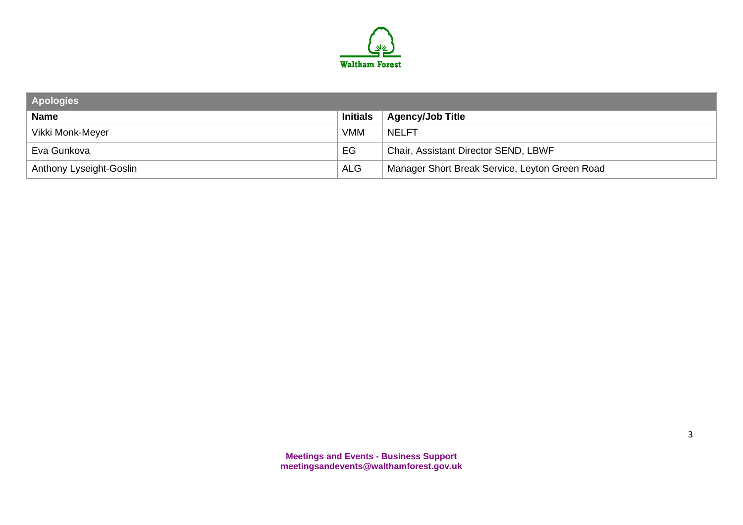| Apologies | | |
|---|---|---|
| **Name** | **Initials** | **Agency/Job Title** |
| Vikki Monk-Meyer | VMM | NELFT |
| Eva Gunkova | EG | Chair, Assistant Director SEND, LBWF |
| Anthony Lyseight-Goslin | ALG | Manager Short Break Service, Leyton Green Road |

**Meetings and Events - Business Support**
**meetingsandevents@walthamforest.gov.uk**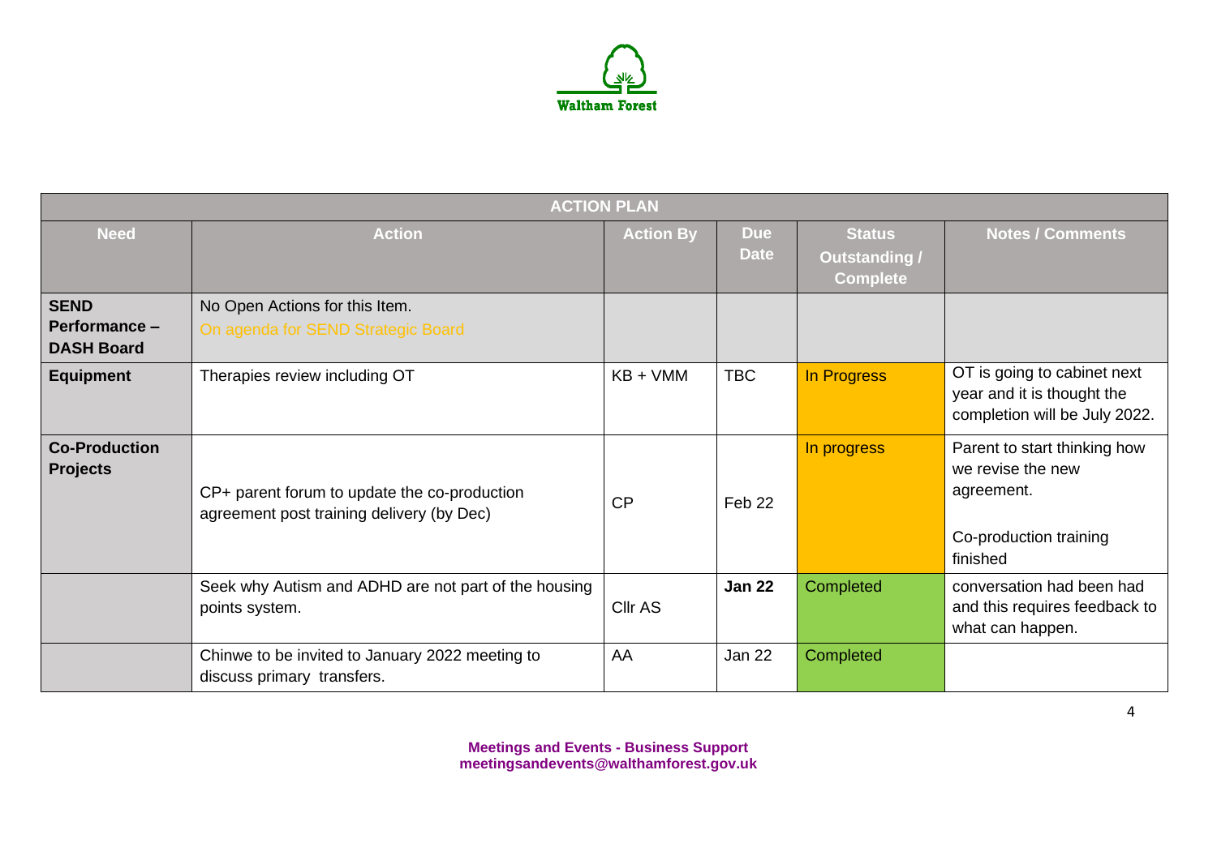| ACTION PLAN | | | | | |
|---|---|---|---|---|---|
| **Need** | **Action** | **Action By** | **Due Date** | **Status Outstanding / Complete** | **Notes / Comments** |
| **SEND Performance – DASH Board** | No Open Actions for this Item. On agenda for SEND Strategic Board | | | | |
| **Equipment** | Therapies review including OT | KB + VMM | TBC | In Progress | OT is going to cabinet next year and it is thought the completion will be July 2022. |
| **Co-Production Projects** | CP+ parent forum to update the co-production agreement post training delivery (by Dec) | CP | Feb 22 | In progress | Parent to start thinking how we revise the new agreement. Co-production training finished |
| | Seek why Autism and ADHD are not part of the housing points system. | Cllr AS | **Jan 22** | Completed | conversation had been had and this requires feedback to what can happen. |
| | Chinwe to be invited to January 2022 meeting to discuss primary transfers. | AA | Jan 22 | Completed | |

**Meetings and Events - Business Support**
**meetingsandevents@walthamforest.gov.uk**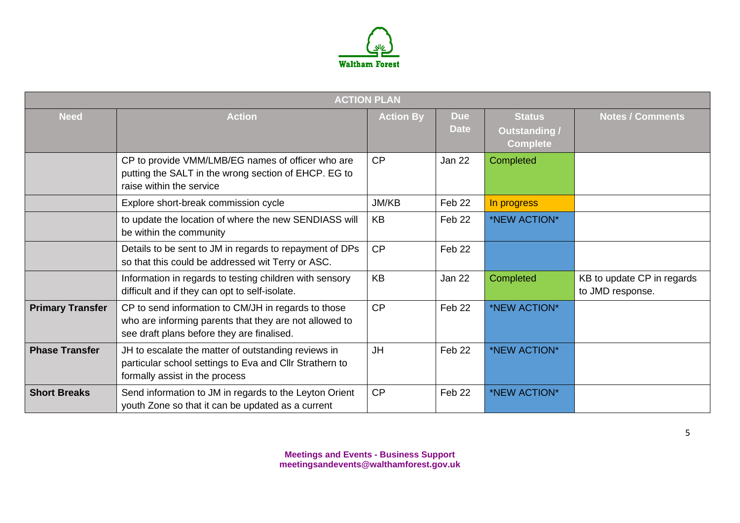| ACTION PLAN | | | | | |
|---|---|---|---|---|---|
| **Need** | **Action** | **Action By** | **Due Date** | **Status Outstanding / Complete** | **Notes / Comments** |
| | CP to provide VMM/LMB/EG names of officer who are putting the SALT in the wrong section of EHCP. EG to raise within the service | CP | Jan 22 | Completed | |
| | Explore short-break commission cycle | JM/KB | Feb 22 | In progress | |
| | to update the location of where the new SENDIASS will be within the community | KB | Feb 22 | *NEW ACTION* | |
| | Details to be sent to JM in regards to repayment of DPs so that this could be addressed wit Terry or ASC. | CP | Feb 22 | | |
| | Information in regards to testing children with sensory difficult and if they can opt to self-isolate. | KB | Jan 22 | Completed | KB to update CP in regards to JMD response. |
| **Primary Transfer** | CP to send information to CM/JH in regards to those who are informing parents that they are not allowed to see draft plans before they are finalised. | CP | Feb 22 | *NEW ACTION* | |
| **Phase Transfer** | JH to escalate the matter of outstanding reviews in particular school settings to Eva and Cllr Strathern to formally assist in the process | JH | Feb 22 | *NEW ACTION* | |
| **Short Breaks** | Send information to JM in regards to the Leyton Orient youth Zone so that it can be updated as a current | CP | Feb 22 | *NEW ACTION* | |

**Meetings and Events - Business Support**
**meetingsandevents@walthamforest.gov.uk**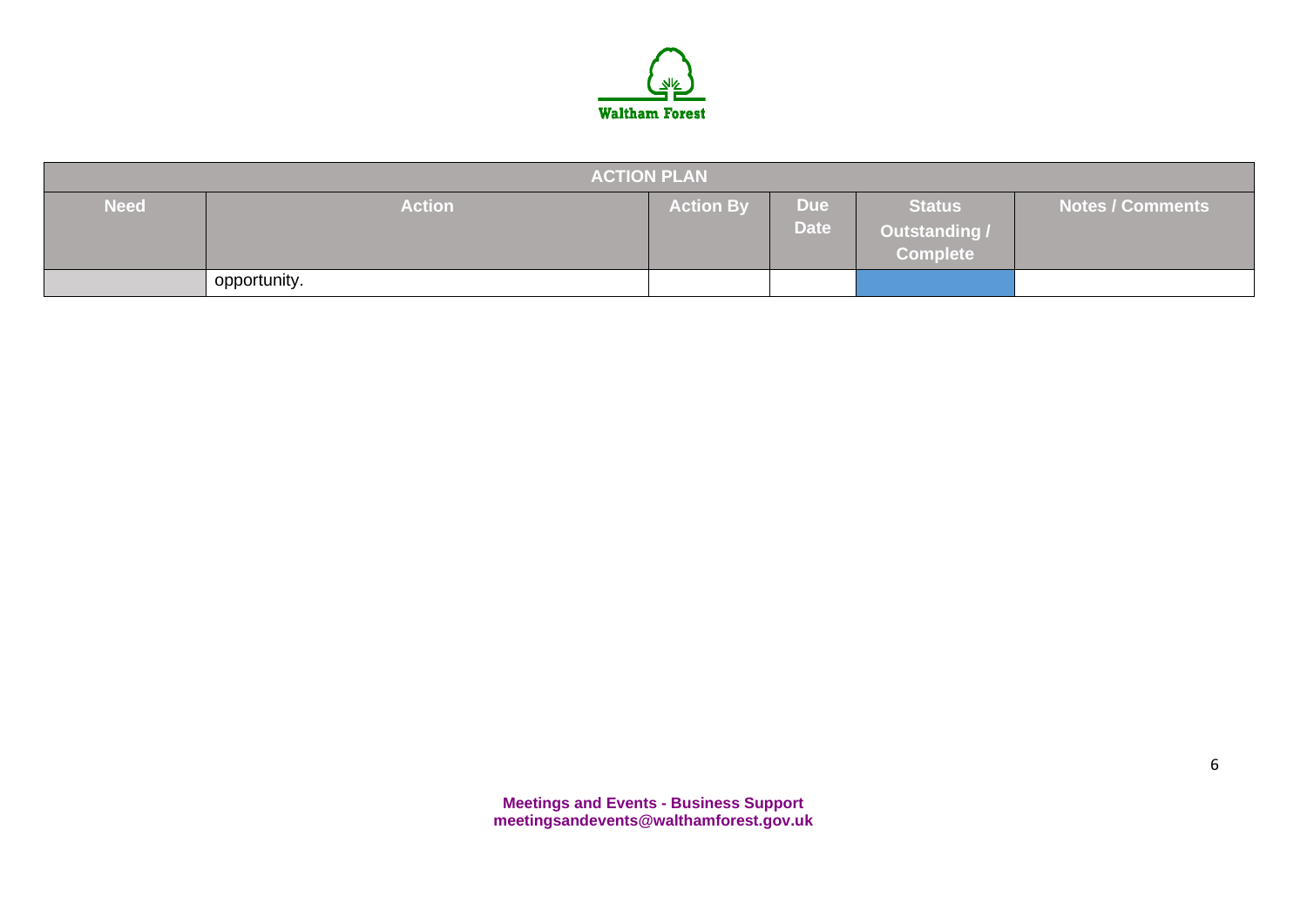| ACTION PLAN | | | | | |
|---|---|---|---|---|---|
| **Need** | **Action** | **Action By** | **Due Date** | **Status Outstanding / Complete** | **Notes / Comments** |
| | opportunity. | | | | |

**Meetings and Events - Business Support**
**meetingsandevents@walthamforest.gov.uk**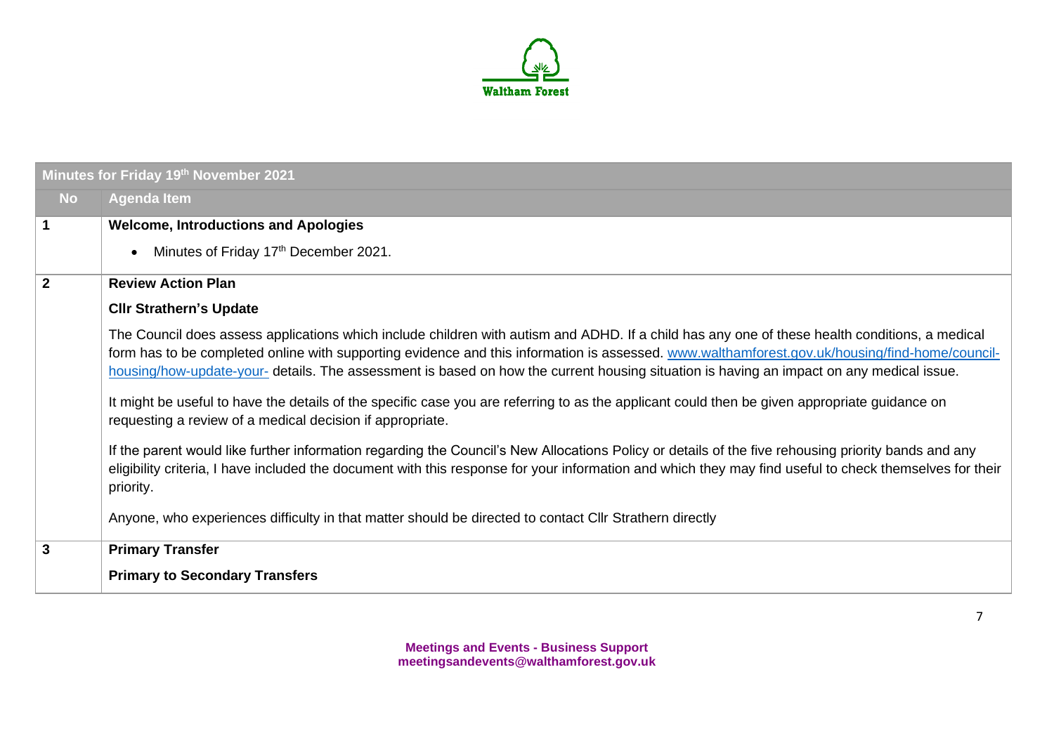| Minutes for Friday 19th November 2021 | |
|---|---|
| **No** | **Agenda Item** |
| **1** | **Welcome, Introductions and Apologies**<br><br>• Minutes of Friday 17th December 2021. |
| **2** | **Review Action Plan**<br><br>**Cllr Strathern's Update**<br><br>The Council does assess applications which include children with autism and ADHD. If a child has any one of these health conditions, a medical form has to be completed online with supporting evidence and this information is assessed. [www.walthamforest.gov.uk/housing/find-home/council-housing/how-update-your-](www.walthamforest.gov.uk/housing/find-home/council-housing/how-update-your-) details. The assessment is based on how the current housing situation is having an impact on any medical issue.<br><br>It might be useful to have the details of the specific case you are referring to as the applicant could then be given appropriate guidance on requesting a review of a medical decision if appropriate.<br><br>If the parent would like further information regarding the Council's New Allocations Policy or details of the five rehousing priority bands and any eligibility criteria, I have included the document with this response for your information and which they may find useful to check themselves for their priority.<br><br>Anyone, who experiences difficulty in that matter should be directed to contact Cllr Strathern directly |
| **3** | **Primary Transfer**<br><br>**Primary to Secondary Transfers** |

Meetings and Events - Business Support
meetingsandevents@walthamforest.gov.uk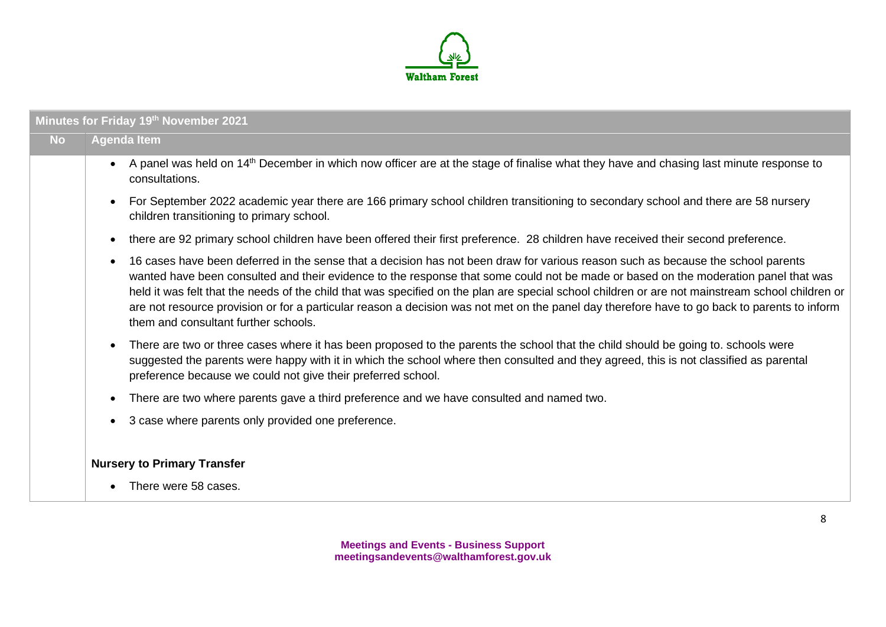| Minutes for Friday 19th November 2021 | |
|---|---|
| **No** | **Agenda Item** |
| | • A panel was held on 14th December in which now officer are at the stage of finalise what they have and chasing last minute response to consultations.<br>• For September 2022 academic year there are 166 primary school children transitioning to secondary school and there are 58 nursery children transitioning to primary school.<br>• there are 92 primary school children have been offered their first preference. 28 children have received their second preference.<br>• 16 cases have been deferred in the sense that a decision has not been draw for various reason such as because the school parents wanted have been consulted and their evidence to the response that some could not be made or based on the moderation panel that was held it was felt that the needs of the child that was specified on the plan are special school children or are not mainstream school children or are not resource provision or for a particular reason a decision was not met on the panel day therefore have to go back to parents to inform them and consultant further schools.<br>• There are two or three cases where it has been proposed to the parents the school that the child should be going to. schools were suggested the parents were happy with it in which the school where then consulted and they agreed, this is not classified as parental preference because we could not give their preferred school.<br>• There are two where parents gave a third preference and we have consulted and named two.<br>• 3 case where parents only provided one preference.<br><br>**Nursery to Primary Transfer**<br>• There were 58 cases. |

**Meetings and Events - Business Support**
**meetingsandevents@walthamforest.gov.uk**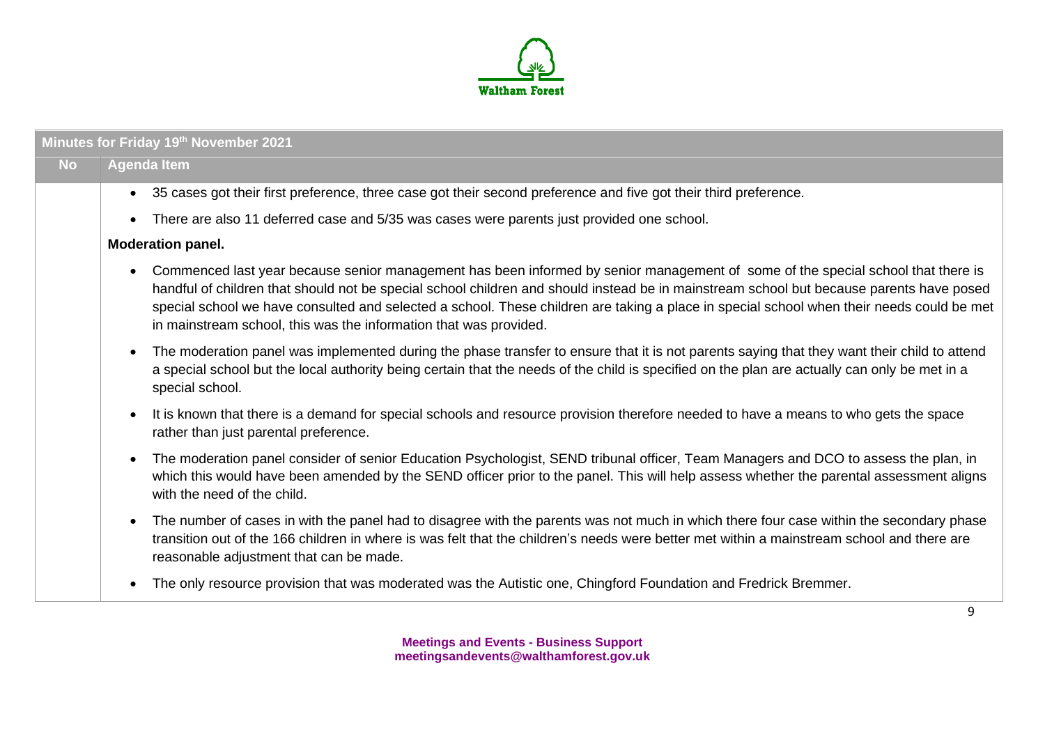| No | Agenda Item |
|---|---|
| | • 35 cases got their first preference, three case got their second preference and five got their third preference.<br>• There are also 11 deferred case and 5/35 was cases were parents just provided one school.<br>**Moderation panel.**<br>• Commenced last year because senior management has been informed by senior management of some of the special school that there is handful of children that should not be special school children and should instead be in mainstream school but because parents have posed special school we have consulted and selected a school. These children are taking a place in special school when their needs could be met in mainstream school, this was the information that was provided.<br>• The moderation panel was implemented during the phase transfer to ensure that it is not parents saying that they want their child to attend a special school but the local authority being certain that the needs of the child is specified on the plan are actually can only be met in a special school.<br>• It is known that there is a demand for special schools and resource provision therefore needed to have a means to who gets the space rather than just parental preference.<br>• The moderation panel consider of senior Education Psychologist, SEND tribunal officer, Team Managers and DCO to assess the plan, in which this would have been amended by the SEND officer prior to the panel. This will help assess whether the parental assessment aligns with the need of the child.<br>• The number of cases in with the panel had to disagree with the parents was not much in which there four case within the secondary phase transition out of the 166 children in where is was felt that the children's needs were better met within a mainstream school and there are reasonable adjustment that can be made.<br>• The only resource provision that was moderated was the Autistic one, Chingford Foundation and Fredrick Bremmer. |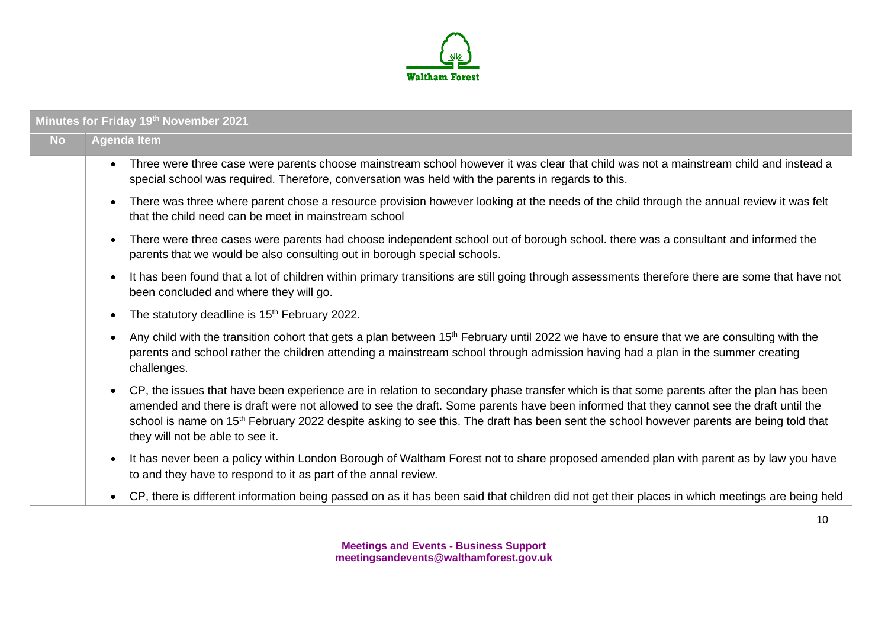| Minutes for Friday 19th November 2021 | |
|---|---|
| **No** | **Agenda Item** |
| | • Three were three case were parents choose mainstream school however it was clear that child was not a mainstream child and instead a special school was required. Therefore, conversation was held with the parents in regards to this.<br>• There was three where parent chose a resource provision however looking at the needs of the child through the annual review it was felt that the child need can be meet in mainstream school<br>• There were three cases were parents had choose independent school out of borough school. there was a consultant and informed the parents that we would be also consulting out in borough special schools.<br>• It has been found that a lot of children within primary transitions are still going through assessments therefore there are some that have not been concluded and where they will go.<br>• The statutory deadline is 15th February 2022.<br>• Any child with the transition cohort that gets a plan between 15th February until 2022 we have to ensure that we are consulting with the parents and school rather the children attending a mainstream school through admission having had a plan in the summer creating challenges.<br>• CP, the issues that have been experience are in relation to secondary phase transfer which is that some parents after the plan has been amended and there is draft were not allowed to see the draft. Some parents have been informed that they cannot see the draft until the school is name on 15th February 2022 despite asking to see this. The draft has been sent the school however parents are being told that they will not be able to see it.<br>• It has never been a policy within London Borough of Waltham Forest not to share proposed amended plan with parent as by law you have to and they have to respond to it as part of the annal review.<br>• CP, there is different information being passed on as it has been said that children did not get their places in which meetings are being held |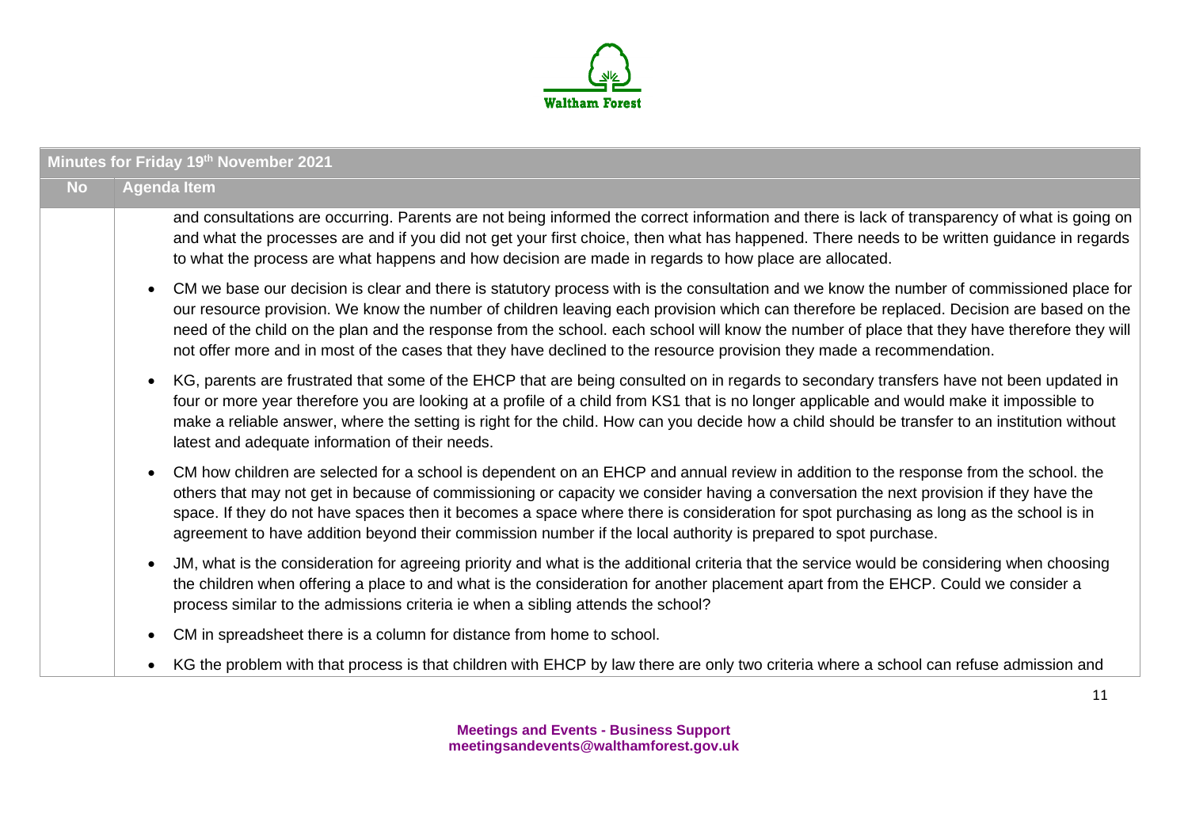| No | Agenda Item |
|---|---|
| | and consultations are occurring. Parents are not being informed the correct information and there is lack of transparency of what is going on and what the processes are and if you did not get your first choice, then what has happened. There needs to be written guidance in regards to what the process are what happens and how decision are made in regards to how place are allocated. <br><br>• CM we base our decision is clear and there is statutory process with is the consultation and we know the number of commissioned place for our resource provision. We know the number of children leaving each provision which can therefore be replaced. Decision are based on the need of the child on the plan and the response from the school. each school will know the number of place that they have therefore they will not offer more and in most of the cases that they have declined to the resource provision they made a recommendation. <br><br>• KG, parents are frustrated that some of the EHCP that are being consulted on in regards to secondary transfers have not been updated in four or more year therefore you are looking at a profile of a child from KS1 that is no longer applicable and would make it impossible to make a reliable answer, where the setting is right for the child. How can you decide how a child should be transfer to an institution without latest and adequate information of their needs. <br><br>• CM how children are selected for a school is dependent on an EHCP and annual review in addition to the response from the school. the others that may not get in because of commissioning or capacity we consider having a conversation the next provision if they have the space. If they do not have spaces then it becomes a space where there is consideration for spot purchasing as long as the school is in agreement to have addition beyond their commission number if the local authority is prepared to spot purchase. <br><br>• JM, what is the consideration for agreeing priority and what is the additional criteria that the service would be considering when choosing the children when offering a place to and what is the consideration for another placement apart from the EHCP. Could we consider a process similar to the admissions criteria ie when a sibling attends the school? <br><br>• CM in spreadsheet there is a column for distance from home to school. <br><br>• KG the problem with that process is that children with EHCP by law there are only two criteria where a school can refuse admission and |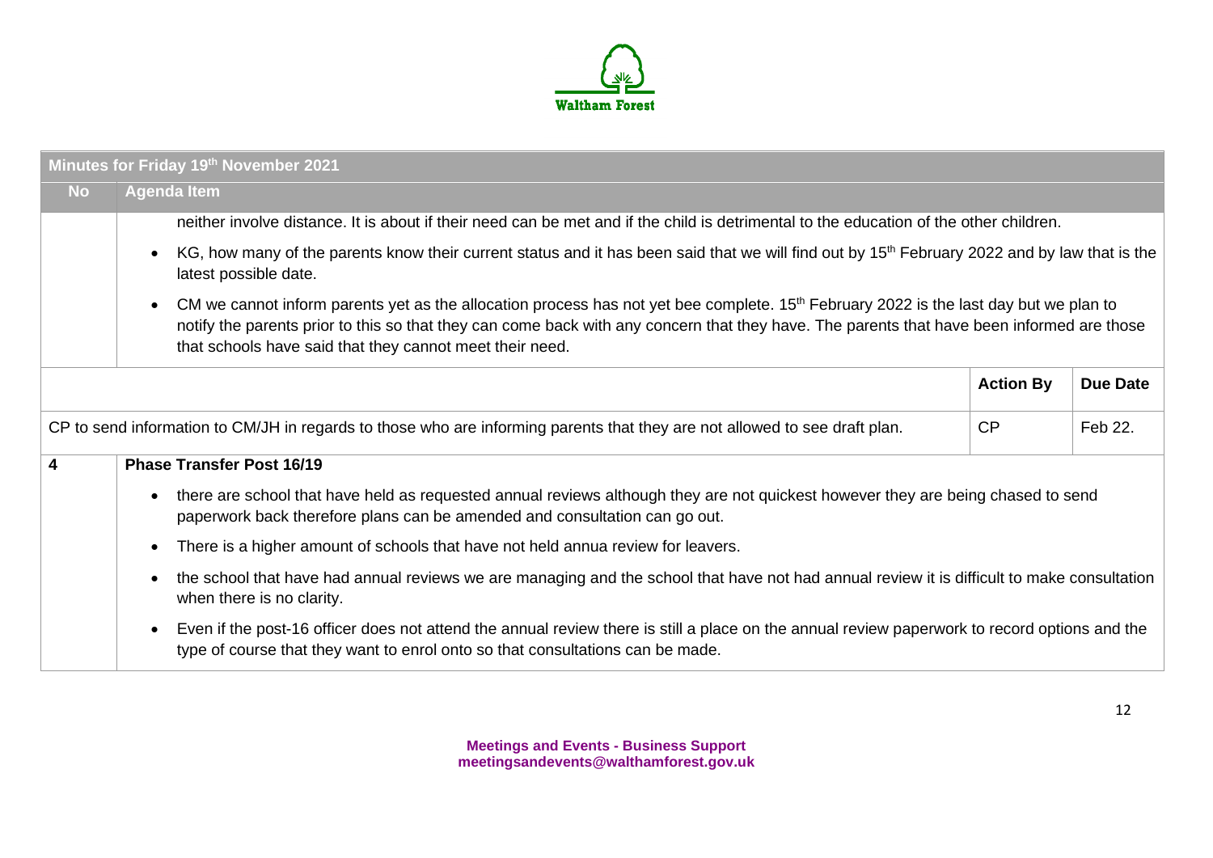| No | Agenda Item | | |
|---|---|---|---|
| | neither involve distance. It is about if their need can be met and if the child is detrimental to the education of the other children.<br><br>• KG, how many of the parents know their current status and it has been said that we will find out by 15th February 2022 and by law that is the latest possible date.<br><br>• CM we cannot inform parents yet as the allocation process has not yet bee complete. 15th February 2022 is the last day but we plan to notify the parents prior to this so that they can come back with any concern that they have. The parents that have been informed are those that schools have said that they cannot meet their need. | | |
| | | **Action By** | **Due Date** |
| CP to send information to CM/JH in regards to those who are informing parents that they are not allowed to see draft plan. | | CP | Feb 22. |
| **4** | **Phase Transfer Post 16/19**<br><br>• there are school that have held as requested annual reviews although they are not quickest however they are being chased to send paperwork back therefore plans can be amended and consultation can go out.<br><br>• There is a higher amount of schools that have not held annua review for leavers.<br><br>• the school that have had annual reviews we are managing and the school that have not had annual review it is difficult to make consultation when there is no clarity.<br><br>• Even if the post-16 officer does not attend the annual review there is still a place on the annual review paperwork to record options and the type of course that they want to enrol onto so that consultations can be made. | | |

Meetings and Events - Business Support
meetingsandevents@walthamforest.gov.uk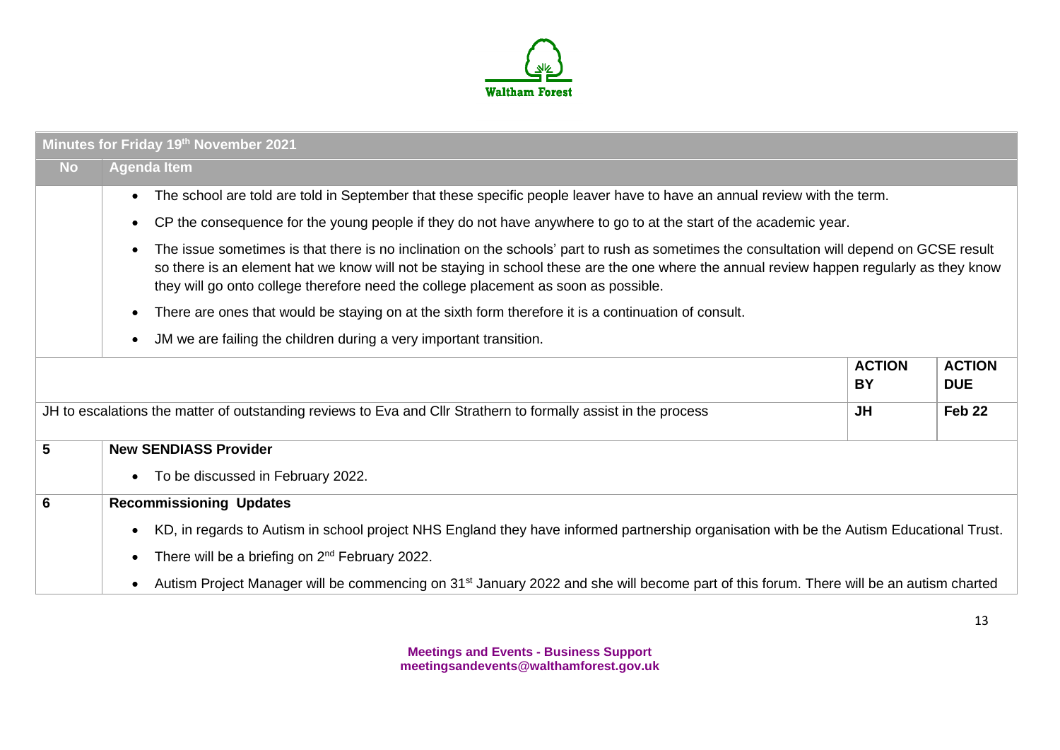| Minutes for Friday 19th November 2021 | | | |
|---|---|---|---|
| **No** | **Agenda Item** | | |
| | • The school are told are told in September that these specific people leaver have to have an annual review with the term.<br>• CP the consequence for the young people if they do not have anywhere to go to at the start of the academic year.<br>• The issue sometimes is that there is no inclination on the schools' part to rush as sometimes the consultation will depend on GCSE result so there is an element hat we know will not be staying in school these are the one where the annual review happen regularly as they know they will go onto college therefore need the college placement as soon as possible.<br>• There are ones that would be staying on at the sixth form therefore it is a continuation of consult.<br>• JM we are failing the children during a very important transition. | | |
| | | **ACTION BY** | **ACTION DUE** |
| JH to escalations the matter of outstanding reviews to Eva and Cllr Strathern to formally assist in the process | | **JH** | **Feb 22** |
| **5** | **New SENDIASS Provider**<br>• To be discussed in February 2022. | | |
| **6** | **Recommissioning Updates**<br>• KD, in regards to Autism in school project NHS England they have informed partnership organisation with be the Autism Educational Trust.<br>• There will be a briefing on 2nd February 2022.<br>• Autism Project Manager will be commencing on 31st January 2022 and she will become part of this forum. There will be an autism charted | | |

**Meetings and Events - Business Support**
**meetingsandevents@walthamforest.gov.uk**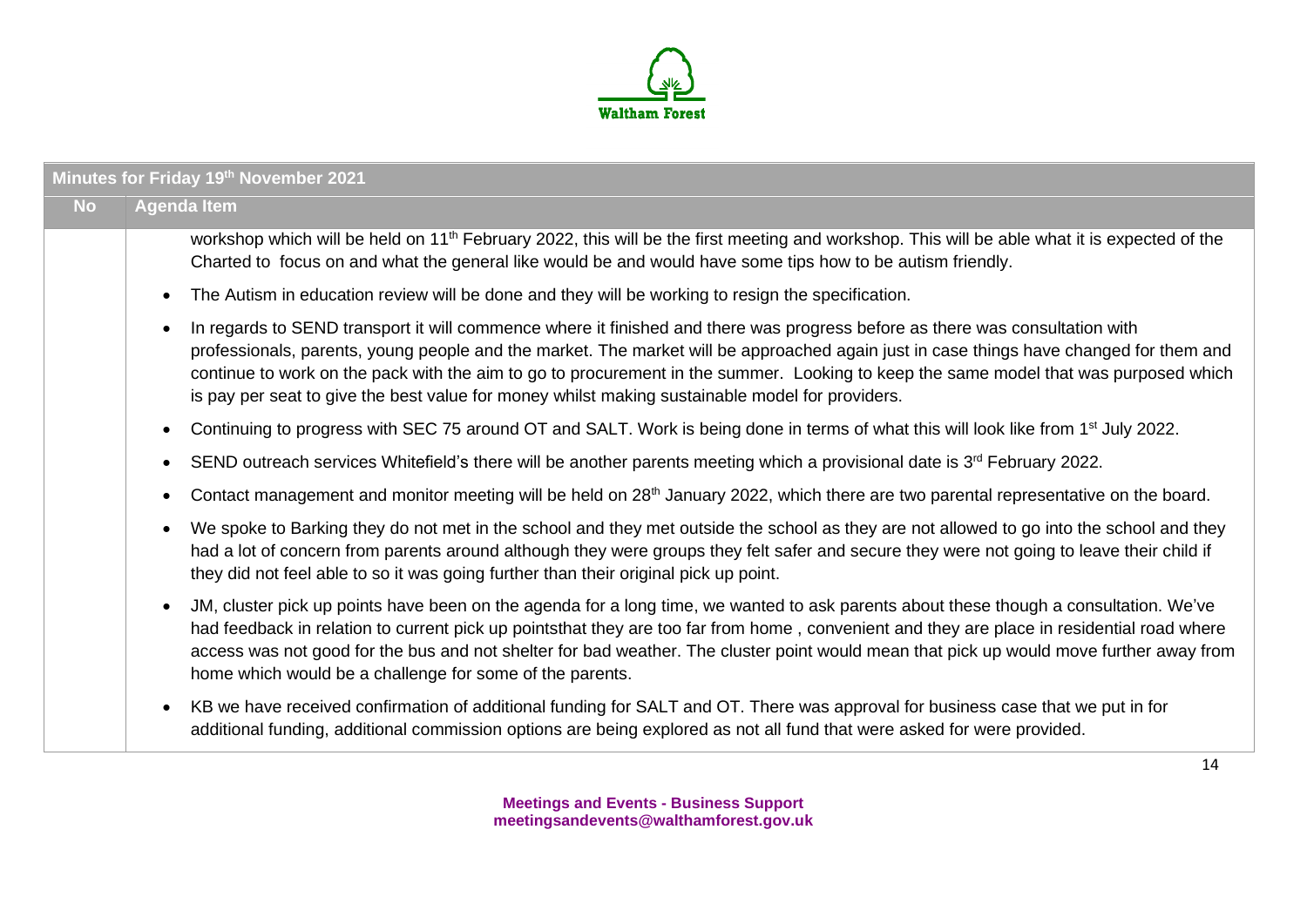| No | Agenda Item |
|---|---|
| | workshop which will be held on 11th February 2022, this will be the first meeting and workshop. This will be able what it is expected of the Charted to focus on and what the general like would be and would have some tips how to be autism friendly.<br>• The Autism in education review will be done and they will be working to resign the specification.<br>• In regards to SEND transport it will commence where it finished and there was progress before as there was consultation with professionals, parents, young people and the market. The market will be approached again just in case things have changed for them and continue to work on the pack with the aim to go to procurement in the summer. Looking to keep the same model that was purposed which is pay per seat to give the best value for money whilst making sustainable model for providers.<br>• Continuing to progress with SEC 75 around OT and SALT. Work is being done in terms of what this will look like from 1st July 2022.<br>• SEND outreach services Whitefield's there will be another parents meeting which a provisional date is 3rd February 2022.<br>• Contact management and monitor meeting will be held on 28th January 2022, which there are two parental representative on the board.<br>• We spoke to Barking they do not met in the school and they met outside the school as they are not allowed to go into the school and they had a lot of concern from parents around although they were groups they felt safer and secure they were not going to leave their child if they did not feel able to so it was going further than their original pick up point.<br>• JM, cluster pick up points have been on the agenda for a long time, we wanted to ask parents about these though a consultation. We've had feedback in relation to current pick up pointsthat they are too far from home , convenient and they are place in residential road where access was not good for the bus and not shelter for bad weather. The cluster point would mean that pick up would move further away from home which would be a challenge for some of the parents.<br>• KB we have received confirmation of additional funding for SALT and OT. There was approval for business case that we put in for additional funding, additional commission options are being explored as not all fund that were asked for were provided. |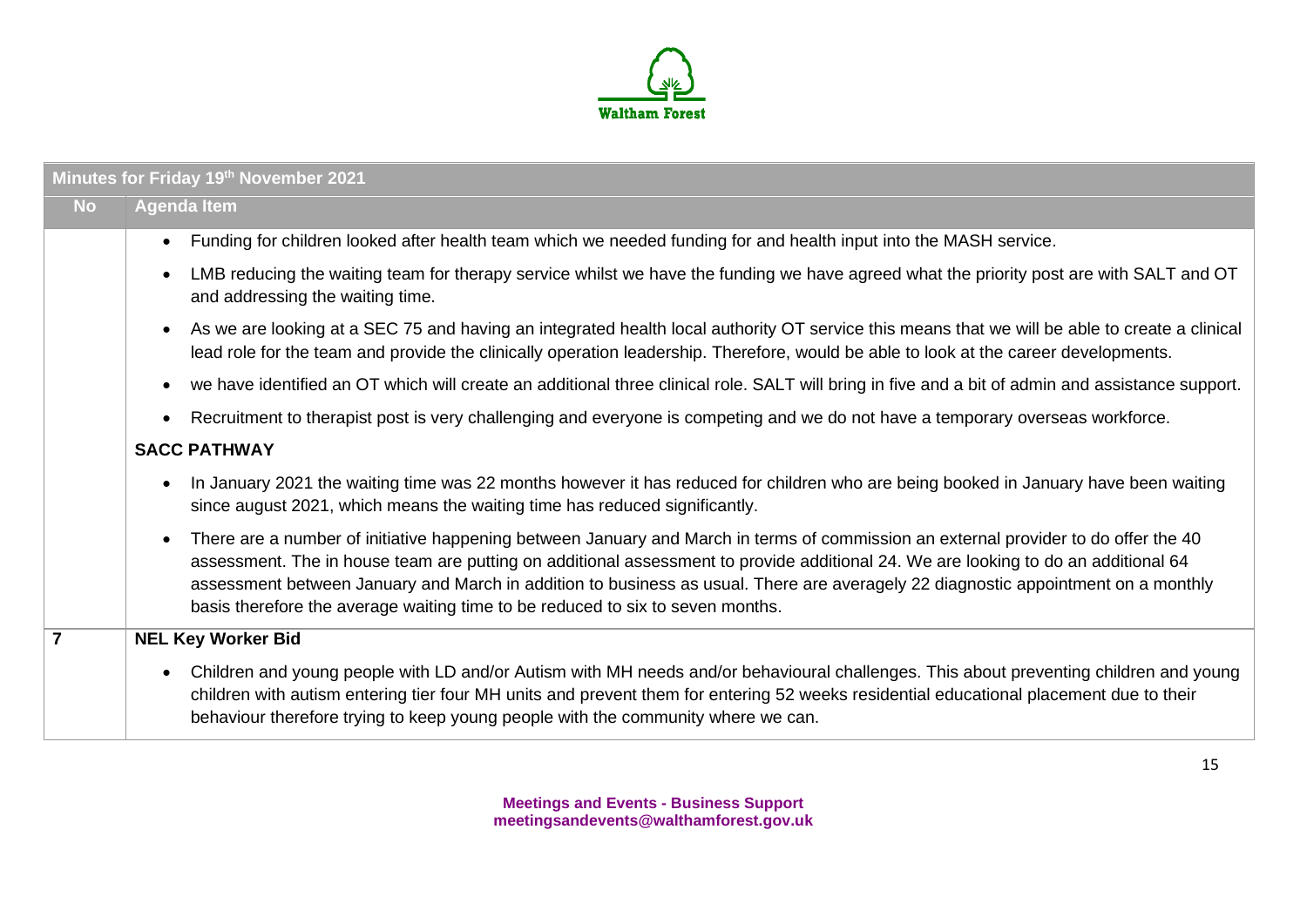| Minutes for Friday 19th November 2021 | |
|---|---|
| **No** | **Agenda Item** |
| | • Funding for children looked after health team which we needed funding for and health input into the MASH service.<br>• LMB reducing the waiting team for therapy service whilst we have the funding we have agreed what the priority post are with SALT and OT and addressing the waiting time.<br>• As we are looking at a SEC 75 and having an integrated health local authority OT service this means that we will be able to create a clinical lead role for the team and provide the clinically operation leadership. Therefore, would be able to look at the career developments.<br>• we have identified an OT which will create an additional three clinical role. SALT will bring in five and a bit of admin and assistance support.<br>• Recruitment to therapist post is very challenging and everyone is competing and we do not have a temporary overseas workforce.<br>**SACC PATHWAY**<br>• In January 2021 the waiting time was 22 months however it has reduced for children who are being booked in January have been waiting since august 2021, which means the waiting time has reduced significantly.<br>• There are a number of initiative happening between January and March in terms of commission an external provider to do offer the 40 assessment. The in house team are putting on additional assessment to provide additional 24. We are looking to do an additional 64 assessment between January and March in addition to business as usual. There are averagely 22 diagnostic appointment on a monthly basis therefore the average waiting time to be reduced to six to seven months. |
| **7** | **NEL Key Worker Bid**<br>• Children and young people with LD and/or Autism with MH needs and/or behavioural challenges. This about preventing children and young children with autism entering tier four MH units and prevent them for entering 52 weeks residential educational placement due to their behaviour therefore trying to keep young people with the community where we can. |

**Meetings and Events - Business Support**
**meetingsandevents@walthamforest.gov.uk**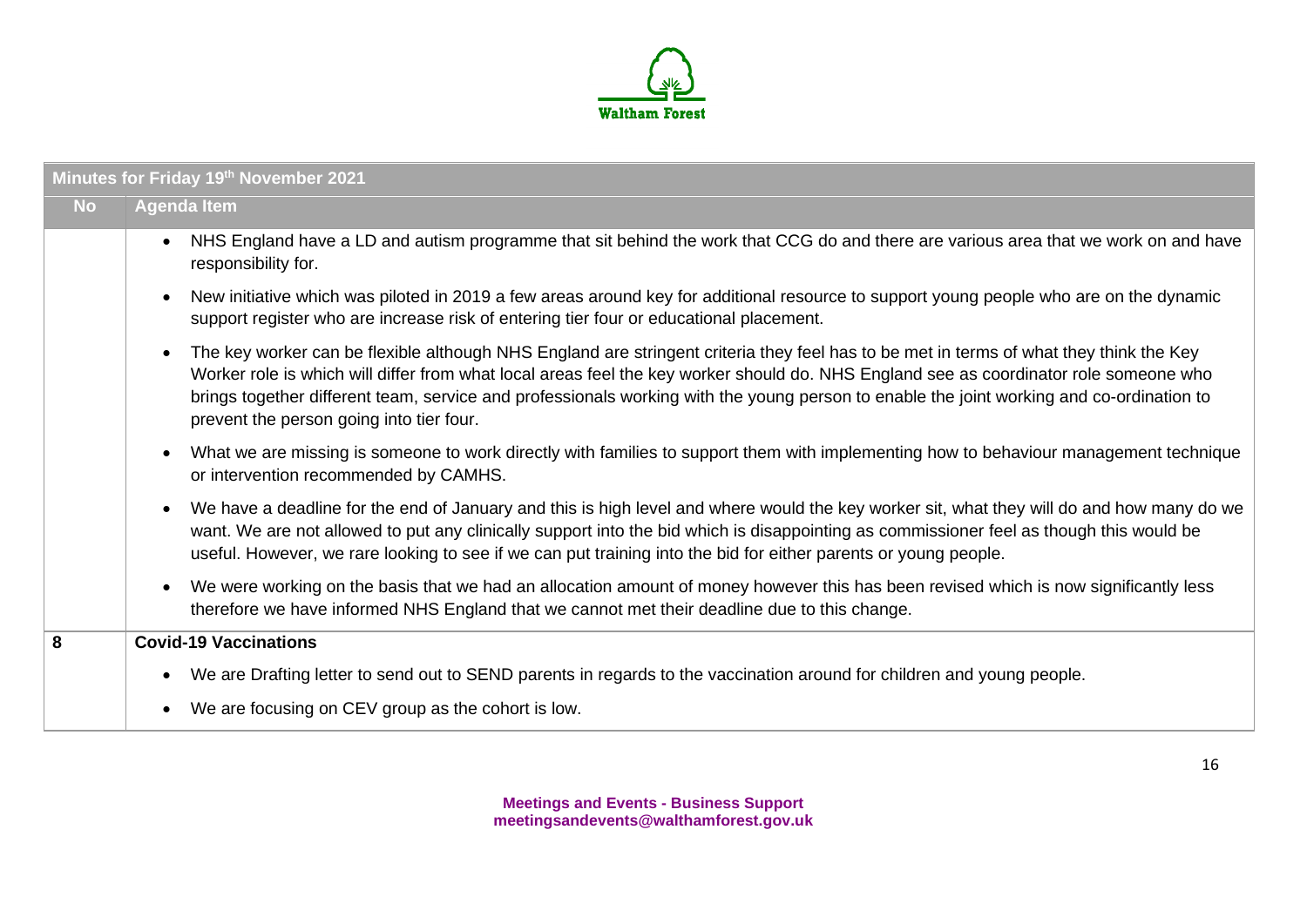| Minutes for Friday 19th November 2021 | |
|---|---|
| **No** | **Agenda Item** |
| | • NHS England have a LD and autism programme that sit behind the work that CCG do and there are various area that we work on and have responsibility for.<br>• New initiative which was piloted in 2019 a few areas around key for additional resource to support young people who are on the dynamic support register who are increase risk of entering tier four or educational placement.<br>• The key worker can be flexible although NHS England are stringent criteria they feel has to be met in terms of what they think the Key Worker role is which will differ from what local areas feel the key worker should do. NHS England see as coordinator role someone who brings together different team, service and professionals working with the young person to enable the joint working and co-ordination to prevent the person going into tier four.<br>• What we are missing is someone to work directly with families to support them with implementing how to behaviour management technique or intervention recommended by CAMHS.<br>• We have a deadline for the end of January and this is high level and where would the key worker sit, what they will do and how many do we want. We are not allowed to put any clinically support into the bid which is disappointing as commissioner feel as though this would be useful. However, we rare looking to see if we can put training into the bid for either parents or young people.<br>• We were working on the basis that we had an allocation amount of money however this has been revised which is now significantly less therefore we have informed NHS England that we cannot met their deadline due to this change. |
| **8** | **Covid-19 Vaccinations** |
| | • We are Drafting letter to send out to SEND parents in regards to the vaccination around for children and young people.<br>• We are focusing on CEV group as the cohort is low. |

**Meetings and Events - Business Support**
**meetingsandevents@walthamforest.gov.uk**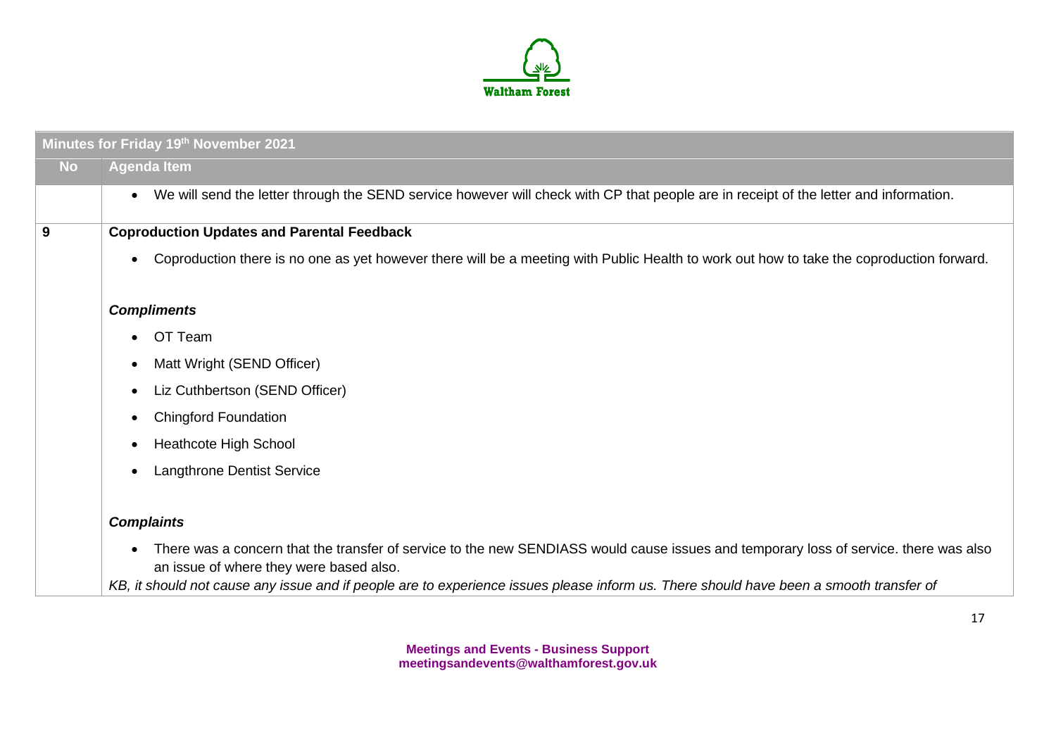| No | Agenda Item |
|---|---|
| | • We will send the letter through the SEND service however will check with CP that people are in receipt of the letter and information. |
| **9** | **Coproduction Updates and Parental Feedback**<br><br>• Coproduction there is no one as yet however there will be a meeting with Public Health to work out how to take the coproduction forward.<br><br>***Compliments***<br><br>• OT Team<br>• Matt Wright (SEND Officer)<br>• Liz Cuthbertson (SEND Officer)<br>• Chingford Foundation<br>• Heathcote High School<br>• Langthrone Dentist Service<br><br>***Complaints***<br><br>• There was a concern that the transfer of service to the new SENDIASS would cause issues and temporary loss of service. there was also an issue of where they were based also.<br><br>*KB, it should not cause any issue and if people are to experience issues please inform us. There should have been a smooth transfer of* |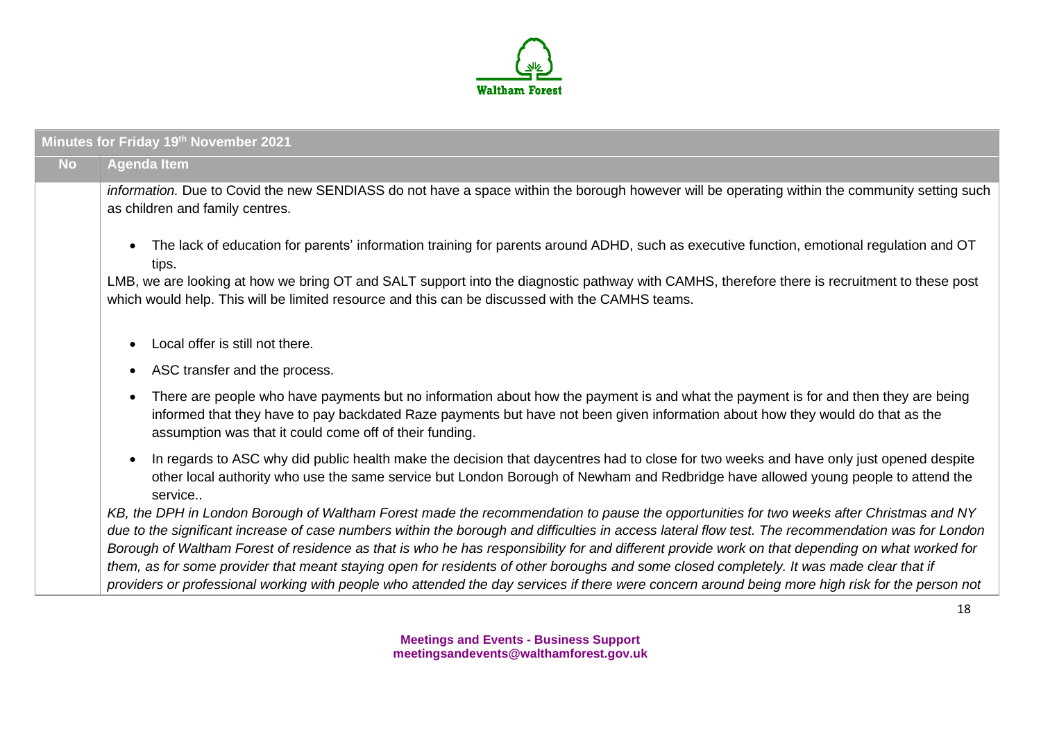| Minutes for Friday 19th November 2021 | |
|---|---|
| **No** | **Agenda Item** |

*information.* Due to Covid the new SENDIASS do not have a space within the borough however will be operating within the community setting such as children and family centres.

- The lack of education for parents' information training for parents around ADHD, such as executive function, emotional regulation and OT tips.

LMB, we are looking at how we bring OT and SALT support into the diagnostic pathway with CAMHS, therefore there is recruitment to these post which would help. This will be limited resource and this can be discussed with the CAMHS teams.

- Local offer is still not there.
- ASC transfer and the process.
- There are people who have payments but no information about how the payment is and what the payment is for and then they are being informed that they have to pay backdated Raze payments but have not been given information about how they would do that as the assumption was that it could come off of their funding.
- In regards to ASC why did public health make the decision that daycentres had to close for two weeks and have only just opened despite other local authority who use the same service but London Borough of Newham and Redbridge have allowed young people to attend the service..

*KB, the DPH in London Borough of Waltham Forest made the recommendation to pause the opportunities for two weeks after Christmas and NY due to the significant increase of case numbers within the borough and difficulties in access lateral flow test. The recommendation was for London Borough of Waltham Forest of residence as that is who he has responsibility for and different provide work on that depending on what worked for them, as for some provider that meant staying open for residents of other boroughs and some closed completely. It was made clear that if providers or professional working with people who attended the day services if there were concern around being more high risk for the person not*

**Meetings and Events - Business Support**
**meetingsandevents@walthamforest.gov.uk**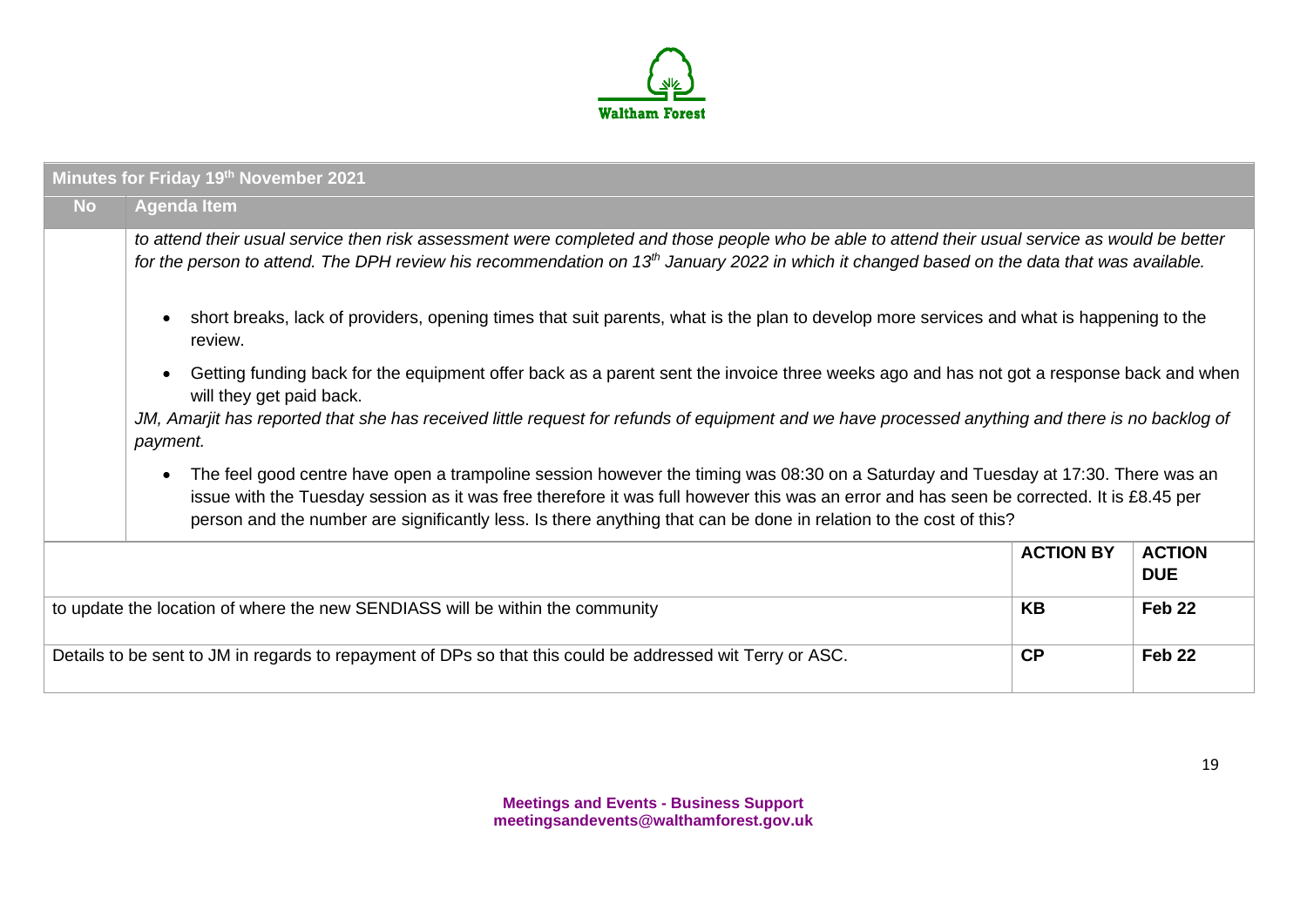| No | Agenda Item |
|---|---|
| | *to attend their usual service then risk assessment were completed and those people who be able to attend their usual service as would be better for the person to attend. The DPH review his recommendation on 13th January 2022 in which it changed based on the data that was available.* <br><br> • short breaks, lack of providers, opening times that suit parents, what is the plan to develop more services and what is happening to the review. <br> • Getting funding back for the equipment offer back as a parent sent the invoice three weeks ago and has not got a response back and when will they get paid back. <br> *JM, Amarjit has reported that she has received little request for refunds of equipment and we have processed anything and there is no backlog of payment.* <br> • The feel good centre have open a trampoline session however the timing was 08:30 on a Saturday and Tuesday at 17:30. There was an issue with the Tuesday session as it was free therefore it was full however this was an error and has seen be corrected. It is £8.45 per person and the number are significantly less. Is there anything that can be done in relation to the cost of this? |

| | ACTION BY | ACTION DUE |
|---|---|---|
| to update the location of where the new SENDIASS will be within the community | **KB** | **Feb 22** |
| Details to be sent to JM in regards to repayment of DPs so that this could be addressed wit Terry or ASC. | **CP** | **Feb 22** |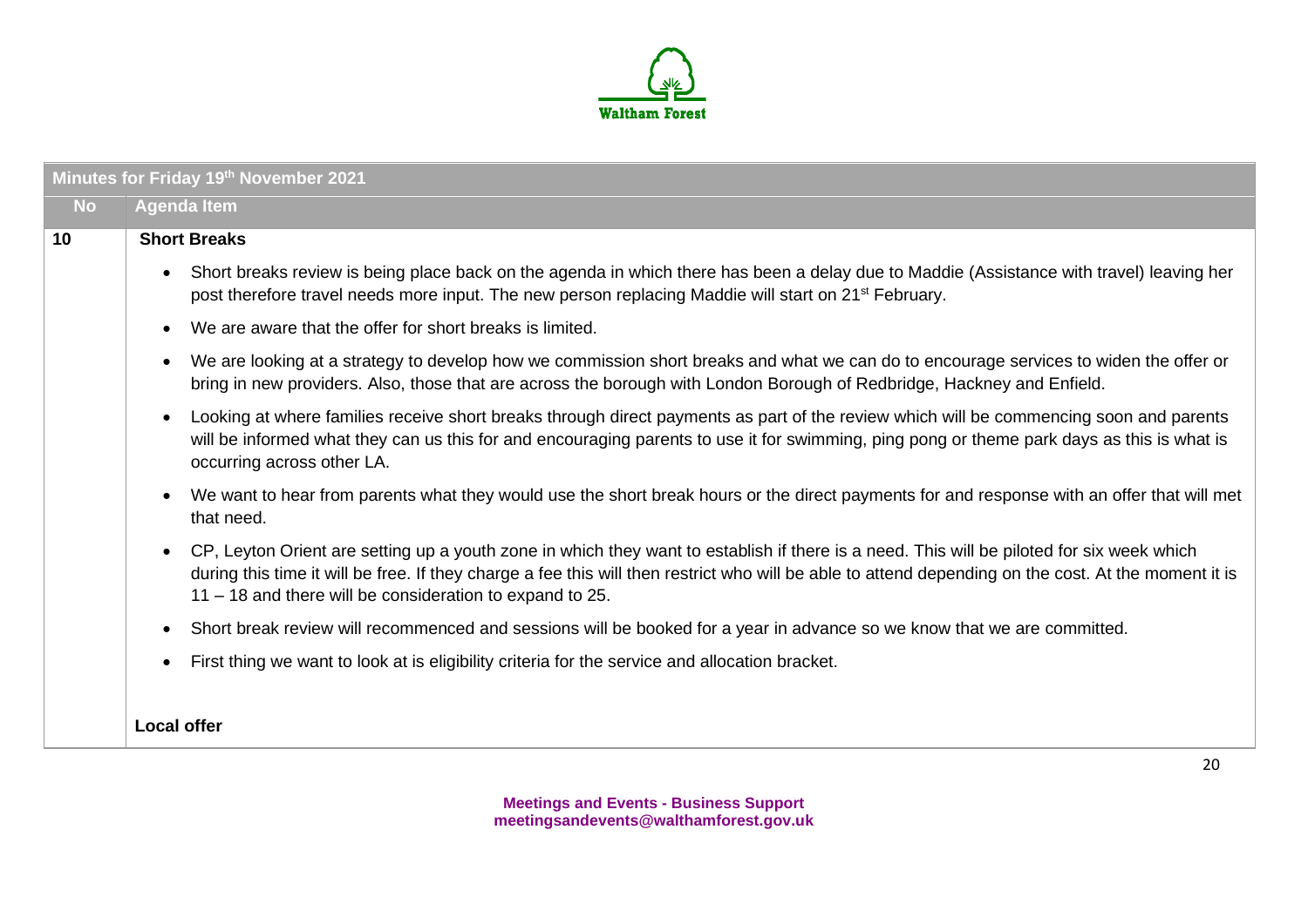| Minutes for Friday 19th November 2021 | |
|---|---|
| **No** | **Agenda Item** |
| **10** | **Short Breaks**<br><br>• Short breaks review is being place back on the agenda in which there has been a delay due to Maddie (Assistance with travel) leaving her post therefore travel needs more input. The new person replacing Maddie will start on 21st February.<br>• We are aware that the offer for short breaks is limited.<br>• We are looking at a strategy to develop how we commission short breaks and what we can do to encourage services to widen the offer or bring in new providers. Also, those that are across the borough with London Borough of Redbridge, Hackney and Enfield.<br>• Looking at where families receive short breaks through direct payments as part of the review which will be commencing soon and parents will be informed what they can us this for and encouraging parents to use it for swimming, ping pong or theme park days as this is what is occurring across other LA.<br>• We want to hear from parents what they would use the short break hours or the direct payments for and response with an offer that will met that need.<br>• CP, Leyton Orient are setting up a youth zone in which they want to establish if there is a need. This will be piloted for six week which during this time it will be free. If they charge a fee this will then restrict who will be able to attend depending on the cost. At the moment it is 11 – 18 and there will be consideration to expand to 25.<br>• Short break review will recommenced and sessions will be booked for a year in advance so we know that we are committed.<br>• First thing we want to look at is eligibility criteria for the service and allocation bracket.<br><br>**Local offer** |

**Meetings and Events - Business Support**
**meetingsandevents@walthamforest.gov.uk**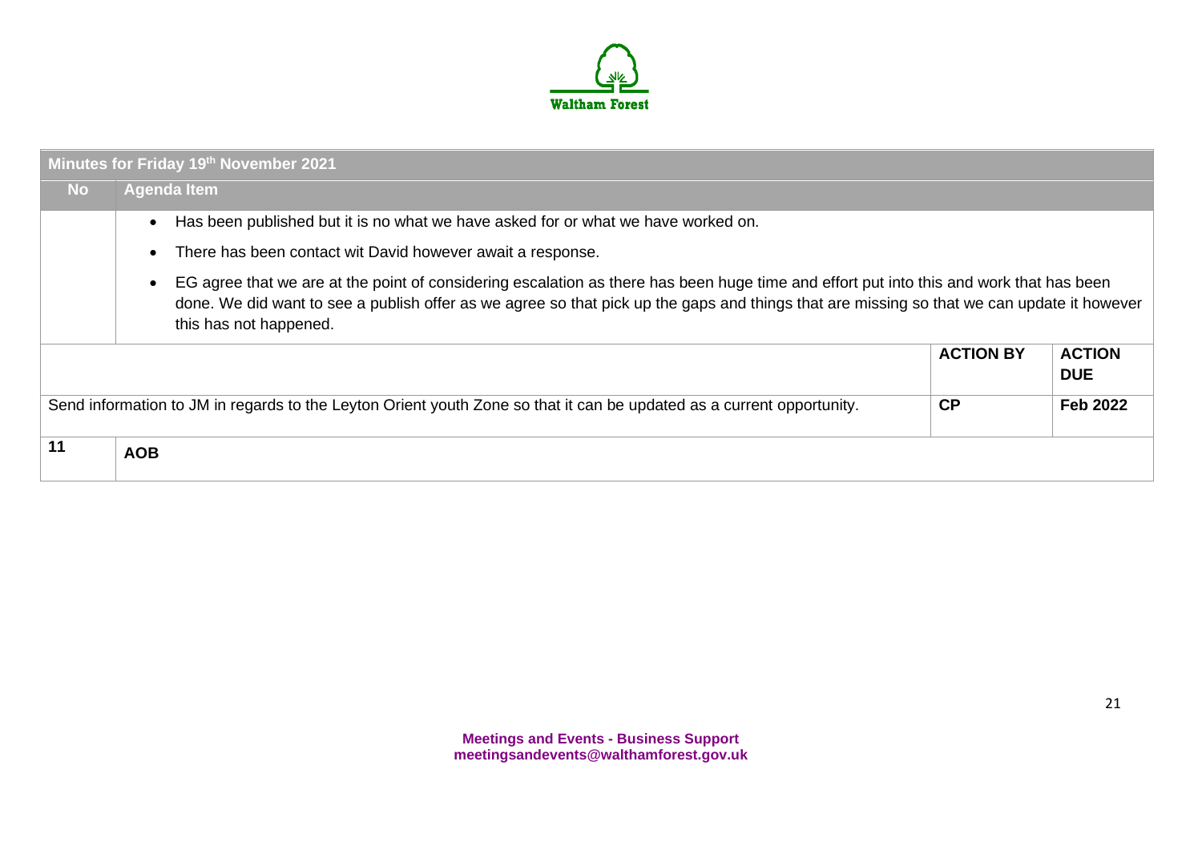| Minutes for Friday 19th November 2021 | | | |
|---|---|---|---|
| **No** | **Agenda Item** | | |
| | • Has been published but it is no what we have asked for or what we have worked on.<br>• There has been contact wit David however await a response.<br>• EG agree that we are at the point of considering escalation as there has been huge time and effort put into this and work that has been done. We did want to see a publish offer as we agree so that pick up the gaps and things that are missing so that we can update it however this has not happened. | | |
| | | **ACTION BY** | **ACTION DUE** |
| Send information to JM in regards to the Leyton Orient youth Zone so that it can be updated as a current opportunity. | | **CP** | **Feb 2022** |
| **11** | **AOB** | | |

**Meetings and Events - Business Support**
**meetingsandevents@walthamforest.gov.uk**